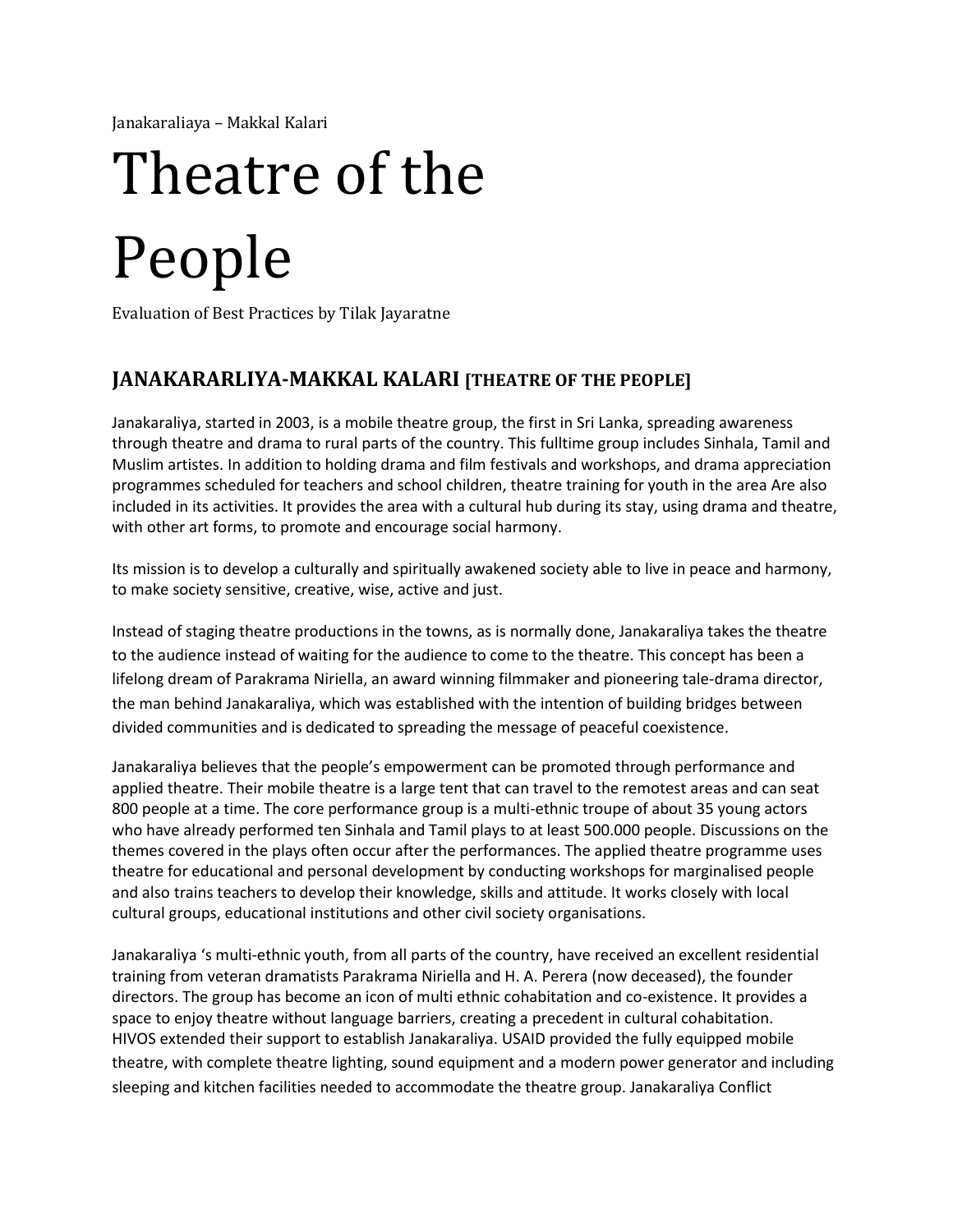Janakaraliaya – Makkal Kalari

# Theatre of the People

Evaluation of Best Practices by Tilak Jayaratne

## JANAKARARLIYA-MAKKAL KALARI [THEATRE OF THE PEOPLE]

Janakaraliya, started in 2003, is a mobile theatre group, the first in Sri Lanka, spreading awareness through theatre and drama to rural parts of the country. This fulltime group includes Sinhala, Tamil and Muslim artistes. In addition to holding drama and film festivals and workshops, and drama appreciation programmes scheduled for teachers and school children, theatre training for youth in the area Are also included in its activities. It provides the area with a cultural hub during its stay, using drama and theatre, with other art forms, to promote and encourage social harmony.

Its mission is to develop a culturally and spiritually awakened society able to live in peace and harmony, to make society sensitive, creative, wise, active and just.

Instead of staging theatre productions in the towns, as is normally done, Janakaraliya takes the theatre to the audience instead of waiting for the audience to come to the theatre. This concept has been a lifelong dream of Parakrama Niriella, an award winning filmmaker and pioneering tale-drama director, the man behind Janakaraliya, which was established with the intention of building bridges between divided communities and is dedicated to spreading the message of peaceful coexistence.

Janakaraliya believes that the people's empowerment can be promoted through performance and applied theatre. Their mobile theatre is a large tent that can travel to the remotest areas and can seat 800 people at a time. The core performance group is a multi-ethnic troupe of about 35 young actors who have already performed ten Sinhala and Tamil plays to at least 500.000 people. Discussions on the themes covered in the plays often occur after the performances. The applied theatre programme uses theatre for educational and personal development by conducting workshops for marginalised people and also trains teachers to develop their knowledge, skills and attitude. It works closely with local cultural groups, educational institutions and other civil society organisations.

Janakaraliya 's multi-ethnic youth, from all parts of the country, have received an excellent residential training from veteran dramatists Parakrama Niriella and H. A. Perera (now deceased), the founder directors. The group has become an icon of multi ethnic cohabitation and co-existence. It provides a space to enjoy theatre without language barriers, creating a precedent in cultural cohabitation. HIVOS extended their support to establish Janakaraliya. USAID provided the fully equipped mobile theatre, with complete theatre lighting, sound equipment and a modern power generator and including sleeping and kitchen facilities needed to accommodate the theatre group. Janakaraliya Conflict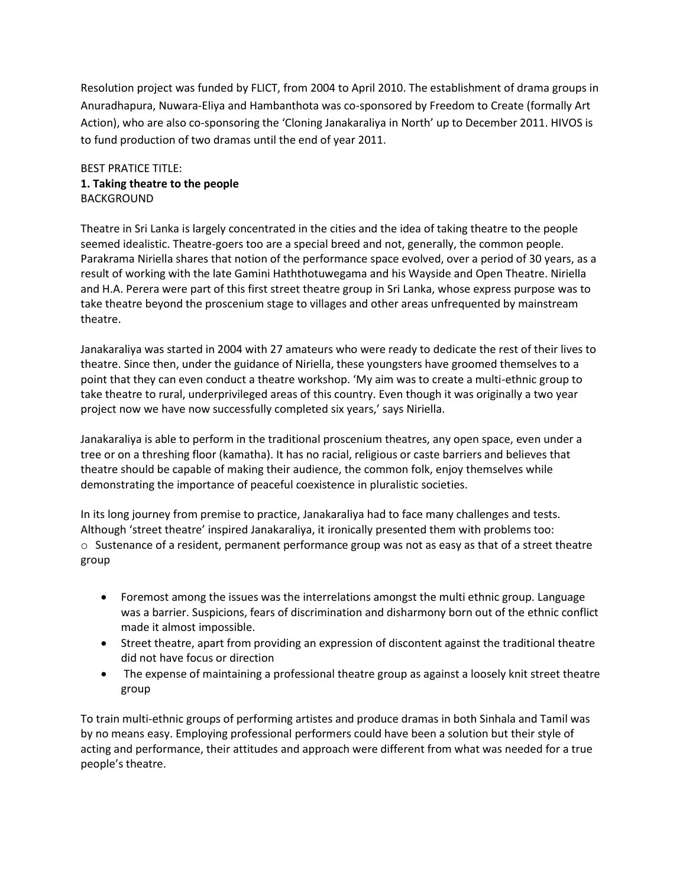Resolution project was funded by FLICT, from 2004 to April 2010. The establishment of drama groups in Anuradhapura, Nuwara-Eliya and Hambanthota was co-sponsored by Freedom to Create (formally Art Action), who are also co-sponsoring the 'Cloning Janakaraliya in North' up to December 2011. HIVOS is to fund production of two dramas until the end of year 2011.

BEST PRATICE TITLE:

**1. Taking theatre to the people**

BACKGROUND

Theatre in Sri Lanka is largely concentrated in the cities and the idea of taking theatre to the people seemed idealistic. Theatre-goers too are a special breed and not, generally, the common people. Parakrama Niriella shares that notion of the performance space evolved, over a period of 30 years, as a result of working with the late Gamini Haththotuwegama and his Wayside and Open Theatre. Niriella and H.A. Perera were part of this first street theatre group in Sri Lanka, whose express purpose was to take theatre beyond the proscenium stage to villages and other areas unfrequented by mainstream theatre.

Janakaraliya was started in 2004 with 27 amateurs who were ready to dedicate the rest of their lives to theatre. Since then, under the guidance of Niriella, these youngsters have groomed themselves to a point that they can even conduct a theatre workshop. 'My aim was to create a multi-ethnic group to take theatre to rural, underprivileged areas of this country. Even though it was originally a two year project now we have now successfully completed six years,' says Niriella.

Janakaraliya is able to perform in the traditional proscenium theatres, any open space, even under a tree or on a threshing floor (kamatha). It has no racial, religious or caste barriers and believes that theatre should be capable of making their audience, the common folk, enjoy themselves while demonstrating the importance of peaceful coexistence in pluralistic societies.

In its long journey from premise to practice, Janakaraliya had to face many challenges and tests. Although 'street theatre' inspired Janakaraliya, it ironically presented them with problems too:

- Sustenance of a resident, permanent performance group was not as easy as that of a street theatre group

- Foremost among the issues was the interrelations amongst the multi ethnic group. Language was a barrier. Suspicions, fears of discrimination and disharmony born out of the ethnic conflict made it almost impossible.
- Street theatre, apart from providing an expression of discontent against the traditional theatre did not have focus or direction
- The expense of maintaining a professional theatre group as against a loosely knit street theatre group

To train multi-ethnic groups of performing artistes and produce dramas in both Sinhala and Tamil was by no means easy. Employing professional performers could have been a solution but their style of acting and performance, their attitudes and approach were different from what was needed for a true people's theatre.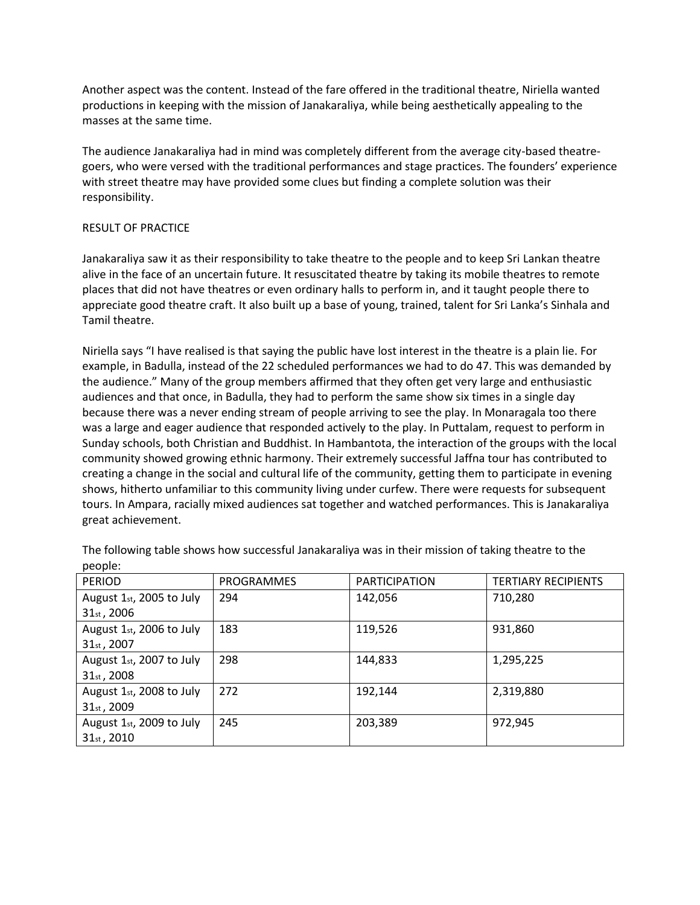Another aspect was the content. Instead of the fare offered in the traditional theatre, Niriella wanted productions in keeping with the mission of Janakaraliya, while being aesthetically appealing to the masses at the same time.

The audience Janakaraliya had in mind was completely different from the average city-based theatre-goers, who were versed with the traditional performances and stage practices. The founders' experience with street theatre may have provided some clues but finding a complete solution was their responsibility.

## RESULT OF PRACTICE

Janakaraliya saw it as their responsibility to take theatre to the people and to keep Sri Lankan theatre alive in the face of an uncertain future. It resuscitated theatre by taking its mobile theatres to remote places that did not have theatres or even ordinary halls to perform in, and it taught people there to appreciate good theatre craft. It also built up a base of young, trained, talent for Sri Lanka's Sinhala and Tamil theatre.

Niriella says "I have realised is that saying the public have lost interest in the theatre is a plain lie. For example, in Badulla, instead of the 22 scheduled performances we had to do 47. This was demanded by the audience." Many of the group members affirmed that they often get very large and enthusiastic audiences and that once, in Badulla, they had to perform the same show six times in a single day because there was a never ending stream of people arriving to see the play. In Monaragala too there was a large and eager audience that responded actively to the play. In Puttalam, request to perform in Sunday schools, both Christian and Buddhist. In Hambantota, the interaction of the groups with the local community showed growing ethnic harmony. Their extremely successful Jaffna tour has contributed to creating a change in the social and cultural life of the community, getting them to participate in evening shows, hitherto unfamiliar to this community living under curfew. There were requests for subsequent tours. In Ampara, racially mixed audiences sat together and watched performances. This is Janakaraliya great achievement.

The following table shows how successful Janakaraliya was in their mission of taking theatre to the people:

| PERIOD | PROGRAMMES | PARTICIPATION | TERTIARY RECIPIENTS |
|---|---|---|---|
| August 1st, 2005 to July 31st, 2006 | 294 | 142,056 | 710,280 |
| August 1st, 2006 to July 31st, 2007 | 183 | 119,526 | 931,860 |
| August 1st, 2007 to July 31st, 2008 | 298 | 144,833 | 1,295,225 |
| August 1st, 2008 to July 31st, 2009 | 272 | 192,144 | 2,319,880 |
| August 1st, 2009 to July 31st, 2010 | 245 | 203,389 | 972,945 |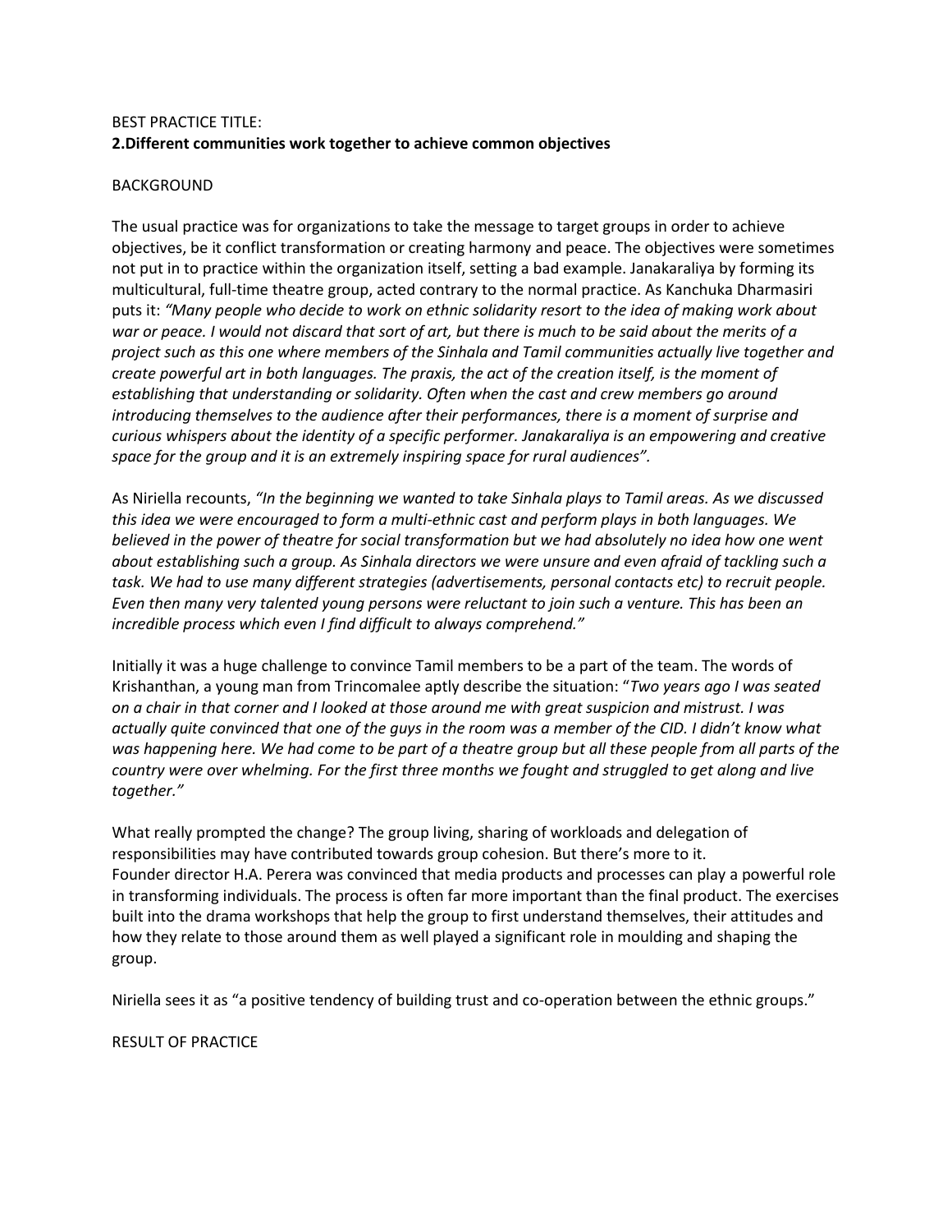BEST PRACTICE TITLE:
**2.Different communities work together to achieve common objectives**

BACKGROUND

The usual practice was for organizations to take the message to target groups in order to achieve objectives, be it conflict transformation or creating harmony and peace. The objectives were sometimes not put in to practice within the organization itself, setting a bad example. Janakaraliya by forming its multicultural, full-time theatre group, acted contrary to the normal practice. As Kanchuka Dharmasiri puts it: *"Many people who decide to work on ethnic solidarity resort to the idea of making work about war or peace. I would not discard that sort of art, but there is much to be said about the merits of a project such as this one where members of the Sinhala and Tamil communities actually live together and create powerful art in both languages. The praxis, the act of the creation itself, is the moment of establishing that understanding or solidarity. Often when the cast and crew members go around introducing themselves to the audience after their performances, there is a moment of surprise and curious whispers about the identity of a specific performer. Janakaraliya is an empowering and creative space for the group and it is an extremely inspiring space for rural audiences".*

As Niriella recounts, *"In the beginning we wanted to take Sinhala plays to Tamil areas. As we discussed this idea we were encouraged to form a multi-ethnic cast and perform plays in both languages. We believed in the power of theatre for social transformation but we had absolutely no idea how one went about establishing such a group. As Sinhala directors we were unsure and even afraid of tackling such a task. We had to use many different strategies (advertisements, personal contacts etc) to recruit people. Even then many very talented young persons were reluctant to join such a venture. This has been an incredible process which even I find difficult to always comprehend."*

Initially it was a huge challenge to convince Tamil members to be a part of the team. The words of Krishanthan, a young man from Trincomalee aptly describe the situation: "*Two years ago I was seated on a chair in that corner and I looked at those around me with great suspicion and mistrust. I was actually quite convinced that one of the guys in the room was a member of the CID. I didn't know what was happening here. We had come to be part of a theatre group but all these people from all parts of the country were over whelming. For the first three months we fought and struggled to get along and live together."*

What really prompted the change? The group living, sharing of workloads and delegation of responsibilities may have contributed towards group cohesion. But there's more to it.
Founder director H.A. Perera was convinced that media products and processes can play a powerful role in transforming individuals. The process is often far more important than the final product. The exercises built into the drama workshops that help the group to first understand themselves, their attitudes and how they relate to those around them as well played a significant role in moulding and shaping the group.

Niriella sees it as "a positive tendency of building trust and co-operation between the ethnic groups."

RESULT OF PRACTICE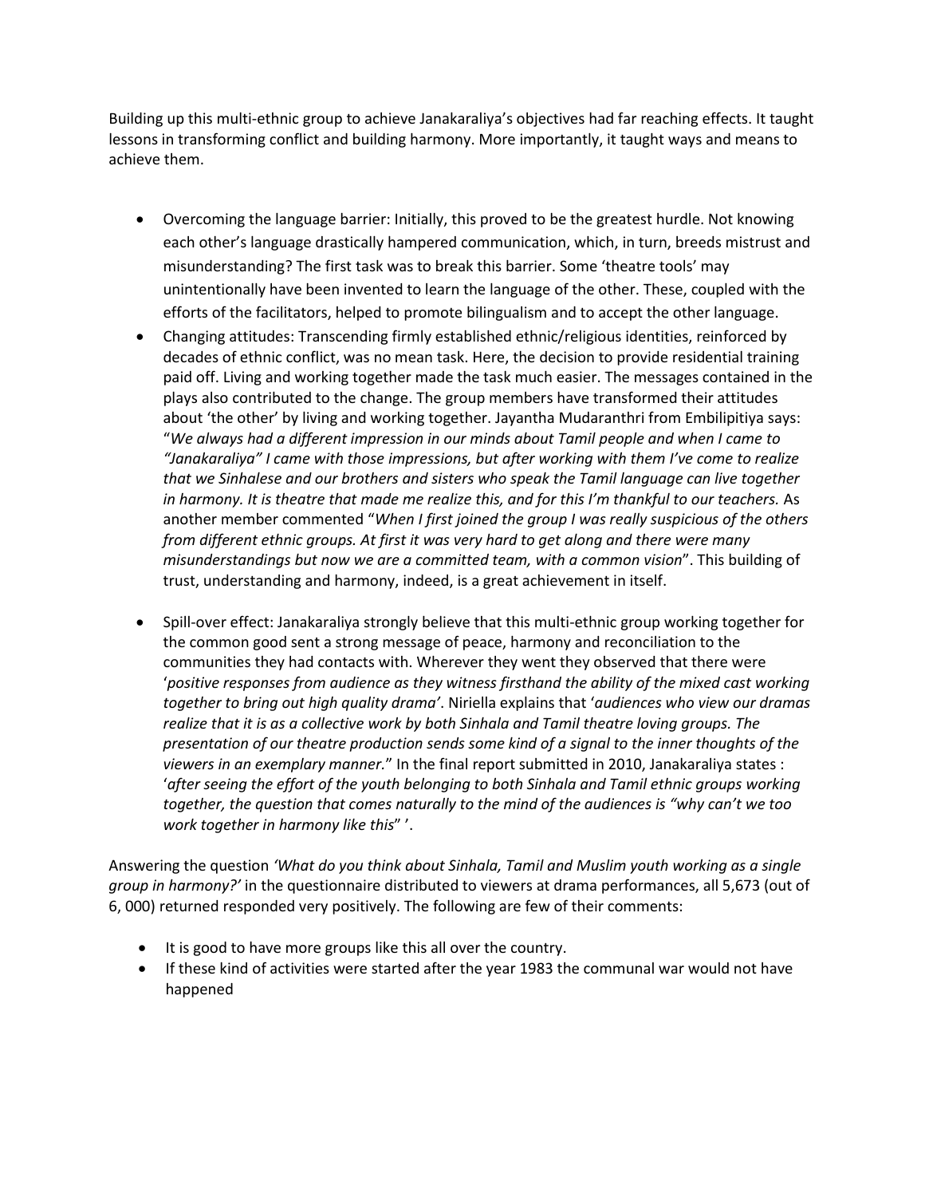Building up this multi-ethnic group to achieve Janakaraliya's objectives had far reaching effects. It taught lessons in transforming conflict and building harmony. More importantly, it taught ways and means to achieve them.

- Overcoming the language barrier: Initially, this proved to be the greatest hurdle. Not knowing each other's language drastically hampered communication, which, in turn, breeds mistrust and misunderstanding? The first task was to break this barrier. Some 'theatre tools' may unintentionally have been invented to learn the language of the other. These, coupled with the efforts of the facilitators, helped to promote bilingualism and to accept the other language.
- Changing attitudes: Transcending firmly established ethnic/religious identities, reinforced by decades of ethnic conflict, was no mean task. Here, the decision to provide residential training paid off. Living and working together made the task much easier. The messages contained in the plays also contributed to the change. The group members have transformed their attitudes about 'the other' by living and working together. Jayantha Mudaranthri from Embilipitiya says: "*We always had a different impression in our minds about Tamil people and when I came to "Janakaraliya" I came with those impressions, but after working with them I've come to realize that we Sinhalese and our brothers and sisters who speak the Tamil language can live together in harmony. It is theatre that made me realize this, and for this I'm thankful to our teachers.* As another member commented "*When I first joined the group I was really suspicious of the others from different ethnic groups. At first it was very hard to get along and there were many misunderstandings but now we are a committed team, with a common vision*". This building of trust, understanding and harmony, indeed, is a great achievement in itself.
- Spill-over effect: Janakaraliya strongly believe that this multi-ethnic group working together for the common good sent a strong message of peace, harmony and reconciliation to the communities they had contacts with. Wherever they went they observed that there were '*positive responses from audience as they witness firsthand the ability of the mixed cast working together to bring out high quality drama'*. Niriella explains that '*audiences who view our dramas realize that it is as a collective work by both Sinhala and Tamil theatre loving groups. The presentation of our theatre production sends some kind of a signal to the inner thoughts of the viewers in an exemplary manner.*" In the final report submitted in 2010, Janakaraliya states : '*after seeing the effort of the youth belonging to both Sinhala and Tamil ethnic groups working together, the question that comes naturally to the mind of the audiences is "why can't we too work together in harmony like this*" '.

Answering the question *'What do you think about Sinhala, Tamil and Muslim youth working as a single group in harmony?'* in the questionnaire distributed to viewers at drama performances, all 5,673 (out of 6, 000) returned responded very positively. The following are few of their comments:

- It is good to have more groups like this all over the country.
- If these kind of activities were started after the year 1983 the communal war would not have happened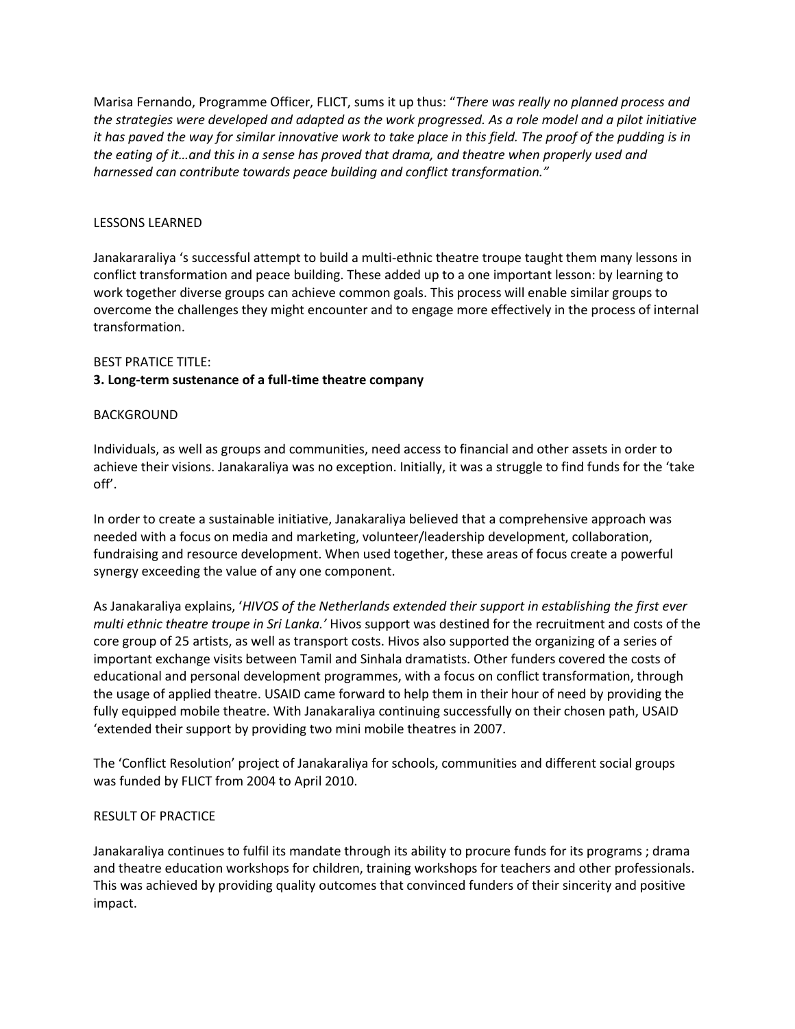Marisa Fernando, Programme Officer, FLICT, sums it up thus: "*There was really no planned process and the strategies were developed and adapted as the work progressed. As a role model and a pilot initiative it has paved the way for similar innovative work to take place in this field. The proof of the pudding is in the eating of it…and this in a sense has proved that drama, and theatre when properly used and harnessed can contribute towards peace building and conflict transformation."*

LESSONS LEARNED

Janakararaliya 's successful attempt to build a multi-ethnic theatre troupe taught them many lessons in conflict transformation and peace building. These added up to a one important lesson: by learning to work together diverse groups can achieve common goals. This process will enable similar groups to overcome the challenges they might encounter and to engage more effectively in the process of internal transformation.

BEST PRATICE TITLE:

**3. Long-term sustenance of a full-time theatre company**

BACKGROUND

Individuals, as well as groups and communities, need access to financial and other assets in order to achieve their visions. Janakaraliya was no exception. Initially, it was a struggle to find funds for the 'take off'.

In order to create a sustainable initiative, Janakaraliya believed that a comprehensive approach was needed with a focus on media and marketing, volunteer/leadership development, collaboration, fundraising and resource development. When used together, these areas of focus create a powerful synergy exceeding the value of any one component.

As Janakaraliya explains, '*HIVOS of the Netherlands extended their support in establishing the first ever multi ethnic theatre troupe in Sri Lanka.'* Hivos support was destined for the recruitment and costs of the core group of 25 artists, as well as transport costs. Hivos also supported the organizing of a series of important exchange visits between Tamil and Sinhala dramatists. Other funders covered the costs of educational and personal development programmes, with a focus on conflict transformation, through the usage of applied theatre. USAID came forward to help them in their hour of need by providing the fully equipped mobile theatre. With Janakaraliya continuing successfully on their chosen path, USAID 'extended their support by providing two mini mobile theatres in 2007.

The 'Conflict Resolution' project of Janakaraliya for schools, communities and different social groups was funded by FLICT from 2004 to April 2010.

RESULT OF PRACTICE

Janakaraliya continues to fulfil its mandate through its ability to procure funds for its programs ; drama and theatre education workshops for children, training workshops for teachers and other professionals. This was achieved by providing quality outcomes that convinced funders of their sincerity and positive impact.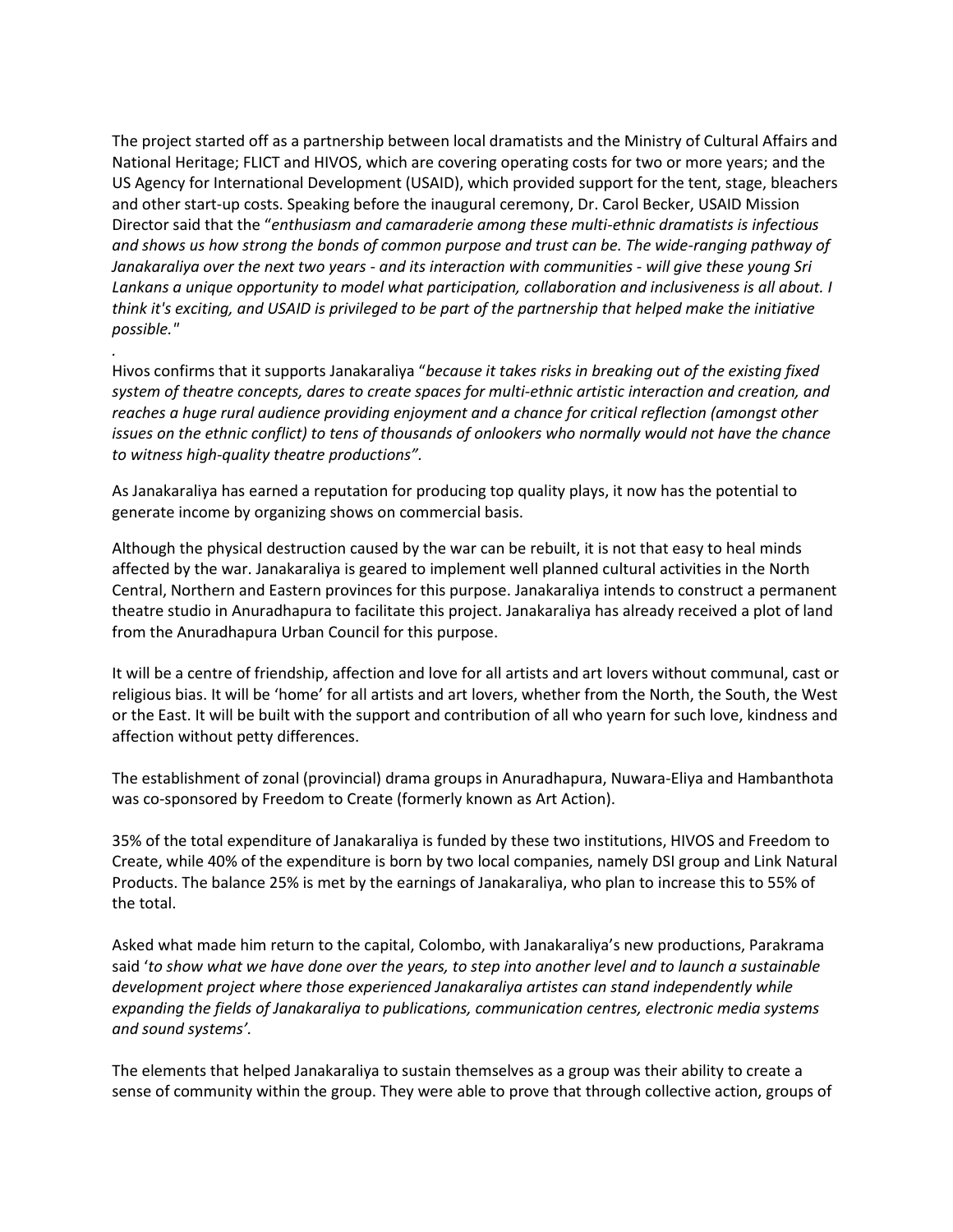The project started off as a partnership between local dramatists and the Ministry of Cultural Affairs and National Heritage; FLICT and HIVOS, which are covering operating costs for two or more years; and the US Agency for International Development (USAID), which provided support for the tent, stage, bleachers and other start-up costs. Speaking before the inaugural ceremony, Dr. Carol Becker, USAID Mission Director said that the "*enthusiasm and camaraderie among these multi-ethnic dramatists is infectious and shows us how strong the bonds of common purpose and trust can be. The wide-ranging pathway of Janakaraliya over the next two years - and its interaction with communities - will give these young Sri Lankans a unique opportunity to model what participation, collaboration and inclusiveness is all about. I think it's exciting, and USAID is privileged to be part of the partnership that helped make the initiative possible."*

.

Hivos confirms that it supports Janakaraliya "*because it takes risks in breaking out of the existing fixed system of theatre concepts, dares to create spaces for multi-ethnic artistic interaction and creation, and reaches a huge rural audience providing enjoyment and a chance for critical reflection (amongst other issues on the ethnic conflict) to tens of thousands of onlookers who normally would not have the chance to witness high-quality theatre productions".*

As Janakaraliya has earned a reputation for producing top quality plays, it now has the potential to generate income by organizing shows on commercial basis.

Although the physical destruction caused by the war can be rebuilt, it is not that easy to heal minds affected by the war. Janakaraliya is geared to implement well planned cultural activities in the North Central, Northern and Eastern provinces for this purpose. Janakaraliya intends to construct a permanent theatre studio in Anuradhapura to facilitate this project. Janakaraliya has already received a plot of land from the Anuradhapura Urban Council for this purpose.

It will be a centre of friendship, affection and love for all artists and art lovers without communal, cast or religious bias. It will be 'home' for all artists and art lovers, whether from the North, the South, the West or the East. It will be built with the support and contribution of all who yearn for such love, kindness and affection without petty differences.

The establishment of zonal (provincial) drama groups in Anuradhapura, Nuwara-Eliya and Hambanthota was co-sponsored by Freedom to Create (formerly known as Art Action).

35% of the total expenditure of Janakaraliya is funded by these two institutions, HIVOS and Freedom to Create, while 40% of the expenditure is born by two local companies, namely DSI group and Link Natural Products. The balance 25% is met by the earnings of Janakaraliya, who plan to increase this to 55% of the total.

Asked what made him return to the capital, Colombo, with Janakaraliya's new productions, Parakrama said '*to show what we have done over the years, to step into another level and to launch a sustainable development project where those experienced Janakaraliya artistes can stand independently while expanding the fields of Janakaraliya to publications, communication centres, electronic media systems and sound systems'.*

The elements that helped Janakaraliya to sustain themselves as a group was their ability to create a sense of community within the group. They were able to prove that through collective action, groups of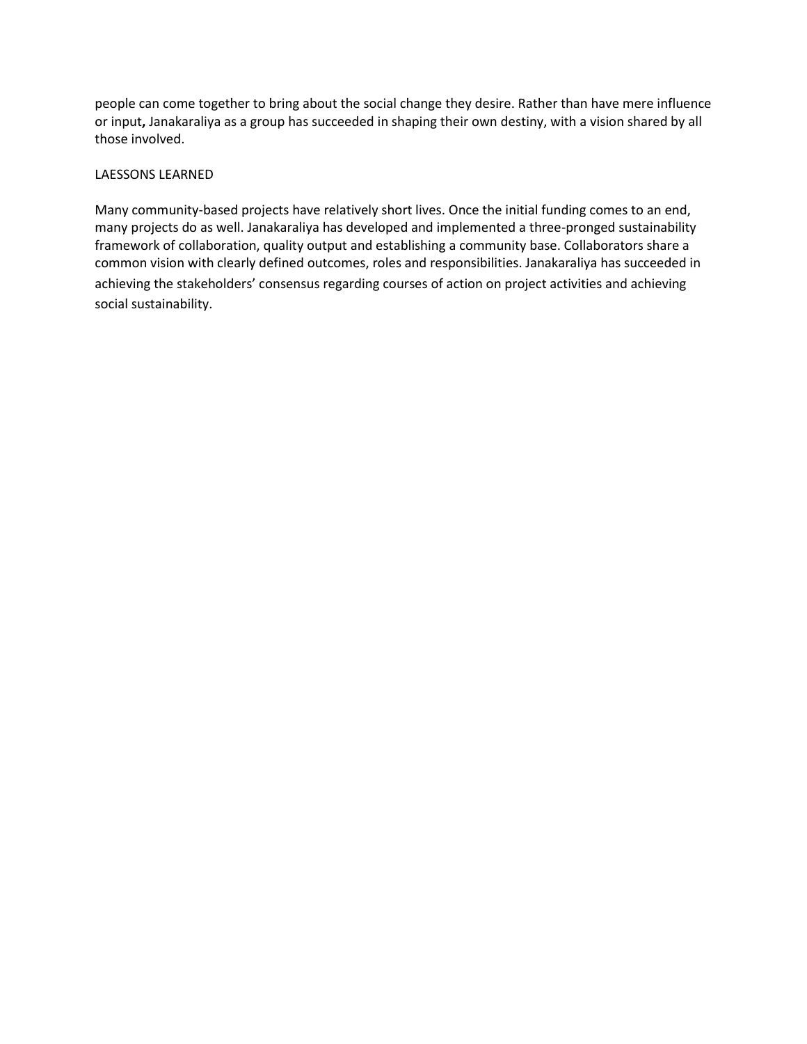people can come together to bring about the social change they desire. Rather than have mere influence or input**,** Janakaraliya as a group has succeeded in shaping their own destiny, with a vision shared by all those involved.

## LAESSONS LEARNED

Many community-based projects have relatively short lives. Once the initial funding comes to an end, many projects do as well. Janakaraliya has developed and implemented a three-pronged sustainability framework of collaboration, quality output and establishing a community base. Collaborators share a common vision with clearly defined outcomes, roles and responsibilities. Janakaraliya has succeeded in achieving the stakeholders' consensus regarding courses of action on project activities and achieving social sustainability.